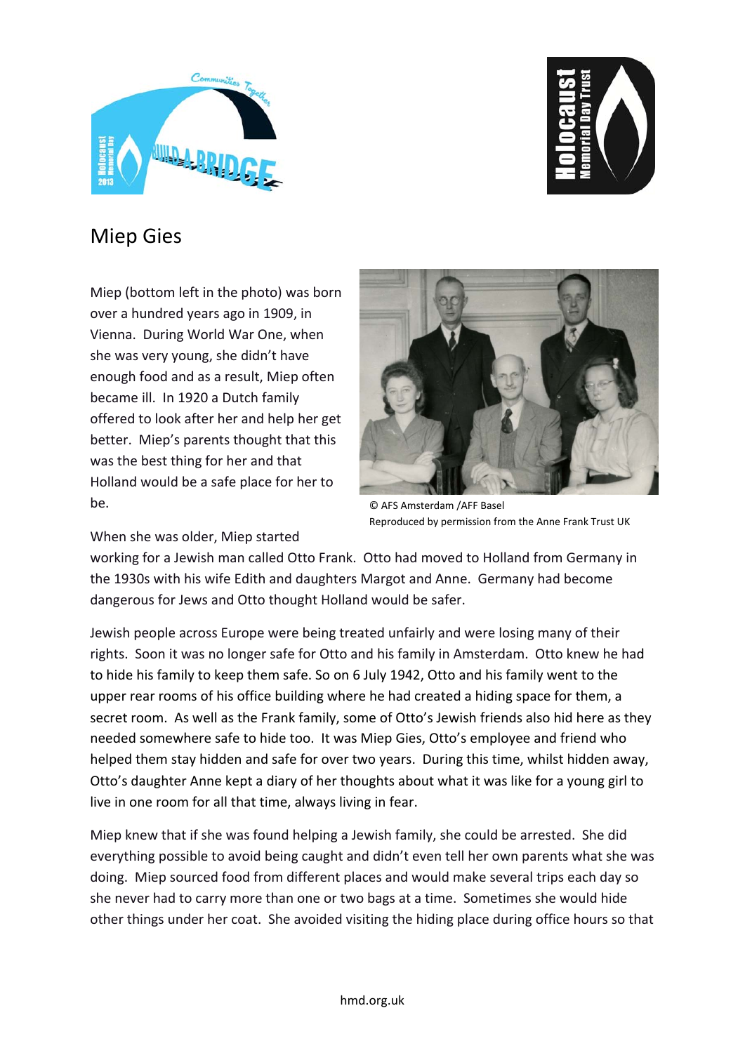# Miep Gies

Miep (bottom left in the photo) was born over a hundred years ago in 1909, in Vienna. During World War One, when she was very young, she didn't have enough food and as a result, Miep often became ill. In 1920 a Dutch family offered to look after her and help her get better. Miep's parents thought that this was the best thing for her and that Holland would be a safe place for her to be.

© AFS Amsterdam /AFF Basel
Reproduced by permission from the Anne Frank Trust UK

When she was older, Miep started working for a Jewish man called Otto Frank. Otto had moved to Holland from Germany in the 1930s with his wife Edith and daughters Margot and Anne. Germany had become dangerous for Jews and Otto thought Holland would be safer.

Jewish people across Europe were being treated unfairly and were losing many of their rights. Soon it was no longer safe for Otto and his family in Amsterdam. Otto knew he had to hide his family to keep them safe. So on 6 July 1942, Otto and his family went to the upper rear rooms of his office building where he had created a hiding space for them, a secret room. As well as the Frank family, some of Otto's Jewish friends also hid here as they needed somewhere safe to hide too. It was Miep Gies, Otto's employee and friend who helped them stay hidden and safe for over two years. During this time, whilst hidden away, Otto's daughter Anne kept a diary of her thoughts about what it was like for a young girl to live in one room for all that time, always living in fear.

Miep knew that if she was found helping a Jewish family, she could be arrested. She did everything possible to avoid being caught and didn't even tell her own parents what she was doing. Miep sourced food from different places and would make several trips each day so she never had to carry more than one or two bags at a time. Sometimes she would hide other things under her coat. She avoided visiting the hiding place during office hours so that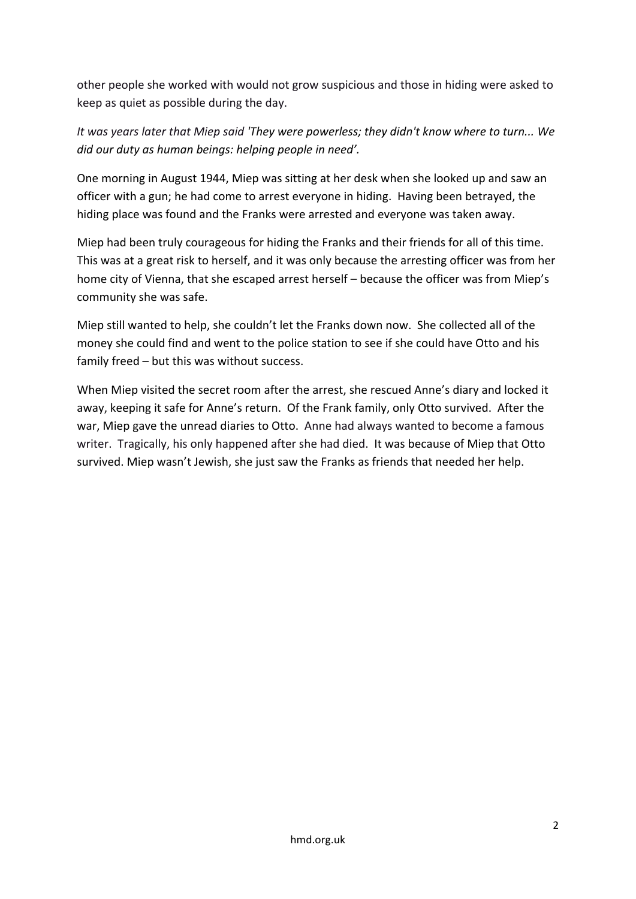other people she worked with would not grow suspicious and those in hiding were asked to keep as quiet as possible during the day.

*It was years later that Miep said 'They were powerless; they didn't know where to turn... We did our duty as human beings: helping people in need'.*

One morning in August 1944, Miep was sitting at her desk when she looked up and saw an officer with a gun; he had come to arrest everyone in hiding. Having been betrayed, the hiding place was found and the Franks were arrested and everyone was taken away.

Miep had been truly courageous for hiding the Franks and their friends for all of this time. This was at a great risk to herself, and it was only because the arresting officer was from her home city of Vienna, that she escaped arrest herself – because the officer was from Miep's community she was safe.

Miep still wanted to help, she couldn't let the Franks down now. She collected all of the money she could find and went to the police station to see if she could have Otto and his family freed – but this was without success.

When Miep visited the secret room after the arrest, she rescued Anne's diary and locked it away, keeping it safe for Anne's return. Of the Frank family, only Otto survived. After the war, Miep gave the unread diaries to Otto. Anne had always wanted to become a famous writer. Tragically, his only happened after she had died. It was because of Miep that Otto survived. Miep wasn't Jewish, she just saw the Franks as friends that needed her help.